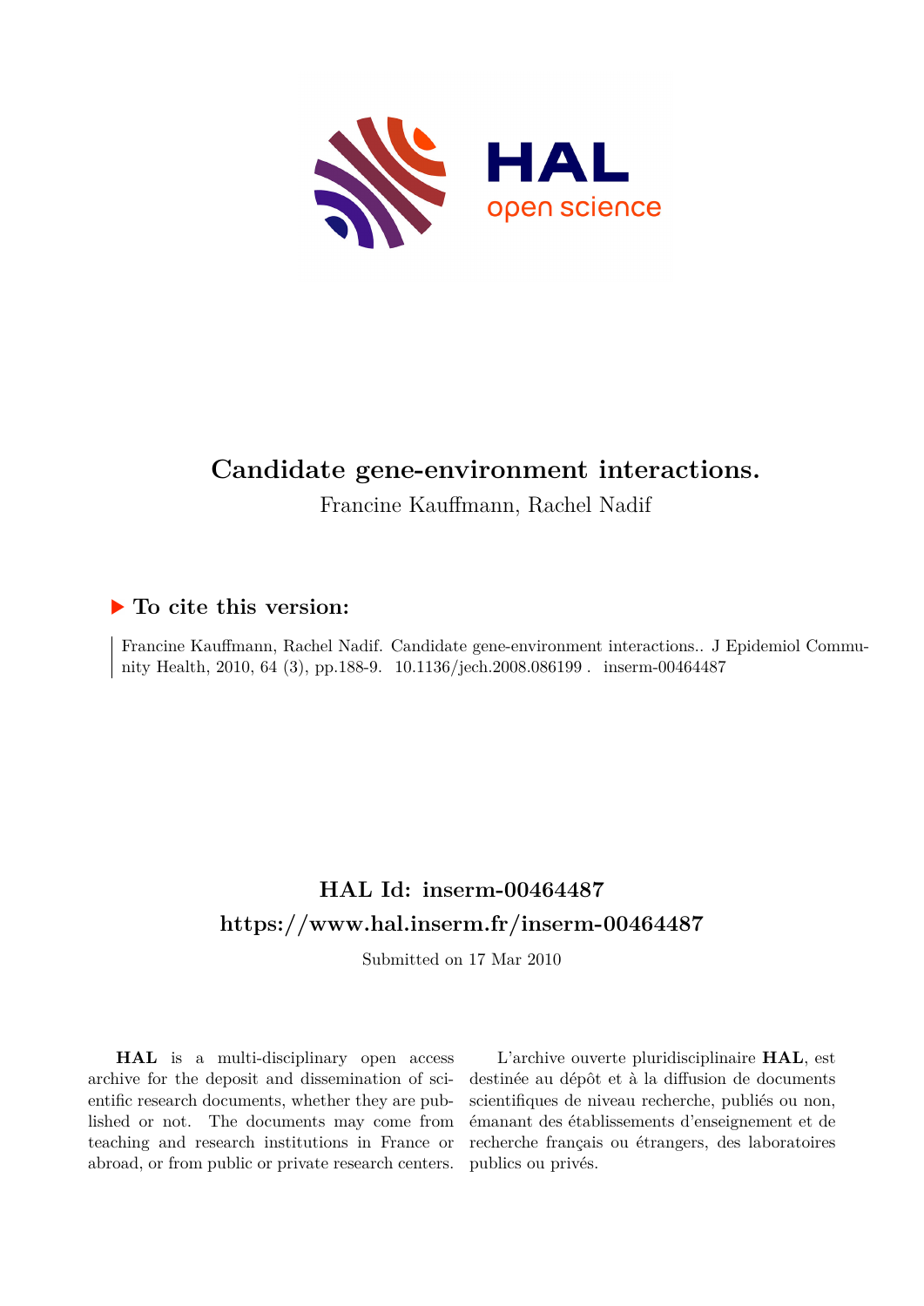# Candidate gene-environment interactions.

Francine Kauffmann, Rachel Nadif

## ▶ To cite this version:

Francine Kauffmann, Rachel Nadif. Candidate gene-environment interactions.. J Epidemiol Community Health, 2010, 64 (3), pp.188-9. 10.1136/jech.2008.086199 . inserm-00464487

## HAL Id: inserm-00464487

## https://www.hal.inserm.fr/inserm-00464487

Submitted on 17 Mar 2010

**HAL** is a multi-disciplinary open access archive for the deposit and dissemination of scientific research documents, whether they are published or not. The documents may come from teaching and research institutions in France or abroad, or from public or private research centers.

L'archive ouverte pluridisciplinaire **HAL**, est destinée au dépôt et à la diffusion de documents scientifiques de niveau recherche, publiés ou non, émanant des établissements d'enseignement et de recherche français ou étrangers, des laboratoires publics ou privés.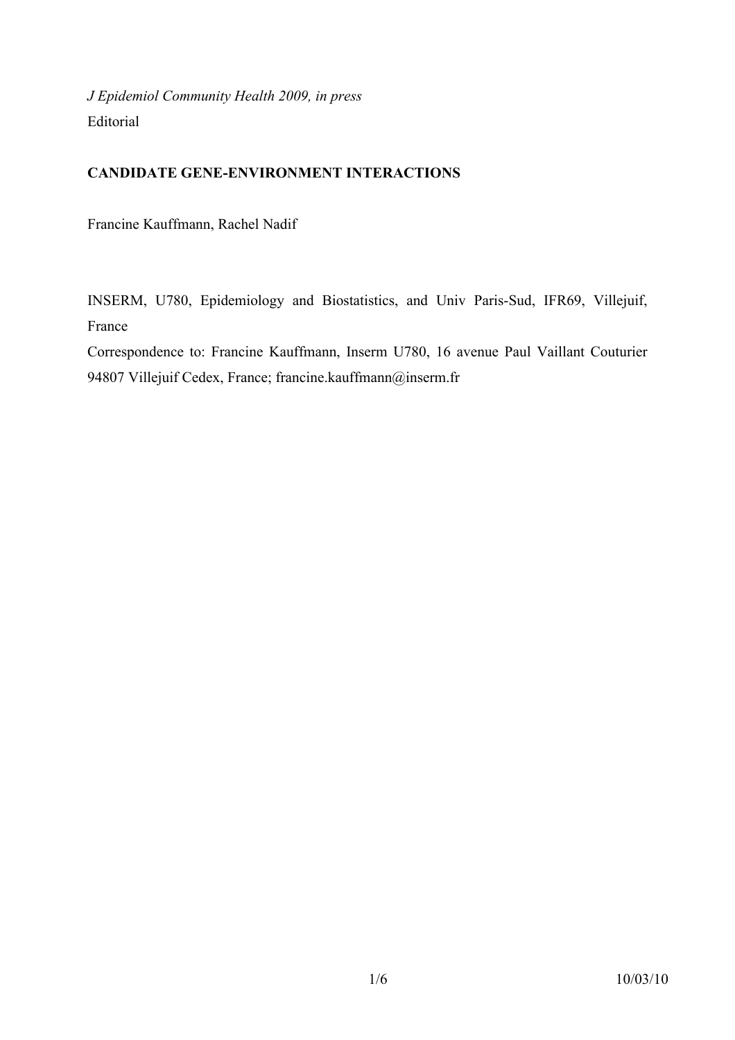*J Epidemiol Community Health 2009, in press*

Editorial

**CANDIDATE GENE-ENVIRONMENT INTERACTIONS**

Francine Kauffmann, Rachel Nadif

INSERM, U780, Epidemiology and Biostatistics, and Univ Paris-Sud, IFR69, Villejuif, France

Correspondence to: Francine Kauffmann, Inserm U780, 16 avenue Paul Vaillant Couturier 94807 Villejuif Cedex, France; francine.kauffmann@inserm.fr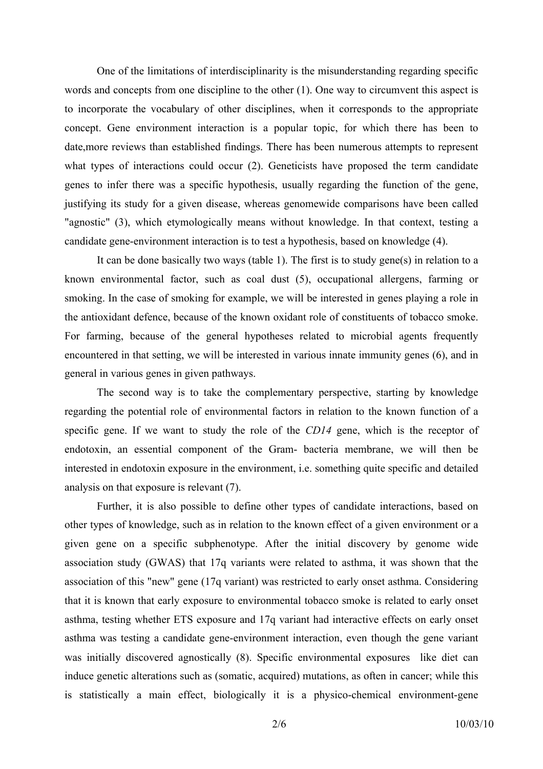One of the limitations of interdisciplinarity is the misunderstanding regarding specific words and concepts from one discipline to the other (1). One way to circumvent this aspect is to incorporate the vocabulary of other disciplines, when it corresponds to the appropriate concept. Gene environment interaction is a popular topic, for which there has been to date,more reviews than established findings. There has been numerous attempts to represent what types of interactions could occur (2). Geneticists have proposed the term candidate genes to infer there was a specific hypothesis, usually regarding the function of the gene, justifying its study for a given disease, whereas genomewide comparisons have been called "agnostic" (3), which etymologically means without knowledge. In that context, testing a candidate gene-environment interaction is to test a hypothesis, based on knowledge (4).

It can be done basically two ways (table 1). The first is to study gene(s) in relation to a known environmental factor, such as coal dust (5), occupational allergens, farming or smoking. In the case of smoking for example, we will be interested in genes playing a role in the antioxidant defence, because of the known oxidant role of constituents of tobacco smoke. For farming, because of the general hypotheses related to microbial agents frequently encountered in that setting, we will be interested in various innate immunity genes (6), and in general in various genes in given pathways.

The second way is to take the complementary perspective, starting by knowledge regarding the potential role of environmental factors in relation to the known function of a specific gene. If we want to study the role of the *CD14* gene, which is the receptor of endotoxin, an essential component of the Gram- bacteria membrane, we will then be interested in endotoxin exposure in the environment, i.e. something quite specific and detailed analysis on that exposure is relevant (7).

Further, it is also possible to define other types of candidate interactions, based on other types of knowledge, such as in relation to the known effect of a given environment or a given gene on a specific subphenotype. After the initial discovery by genome wide association study (GWAS) that 17q variants were related to asthma, it was shown that the association of this "new" gene (17q variant) was restricted to early onset asthma. Considering that it is known that early exposure to environmental tobacco smoke is related to early onset asthma, testing whether ETS exposure and 17q variant had interactive effects on early onset asthma was testing a candidate gene-environment interaction, even though the gene variant was initially discovered agnostically (8). Specific environmental exposures like diet can induce genetic alterations such as (somatic, acquired) mutations, as often in cancer; while this is statistically a main effect, biologically it is a physico-chemical environment-gene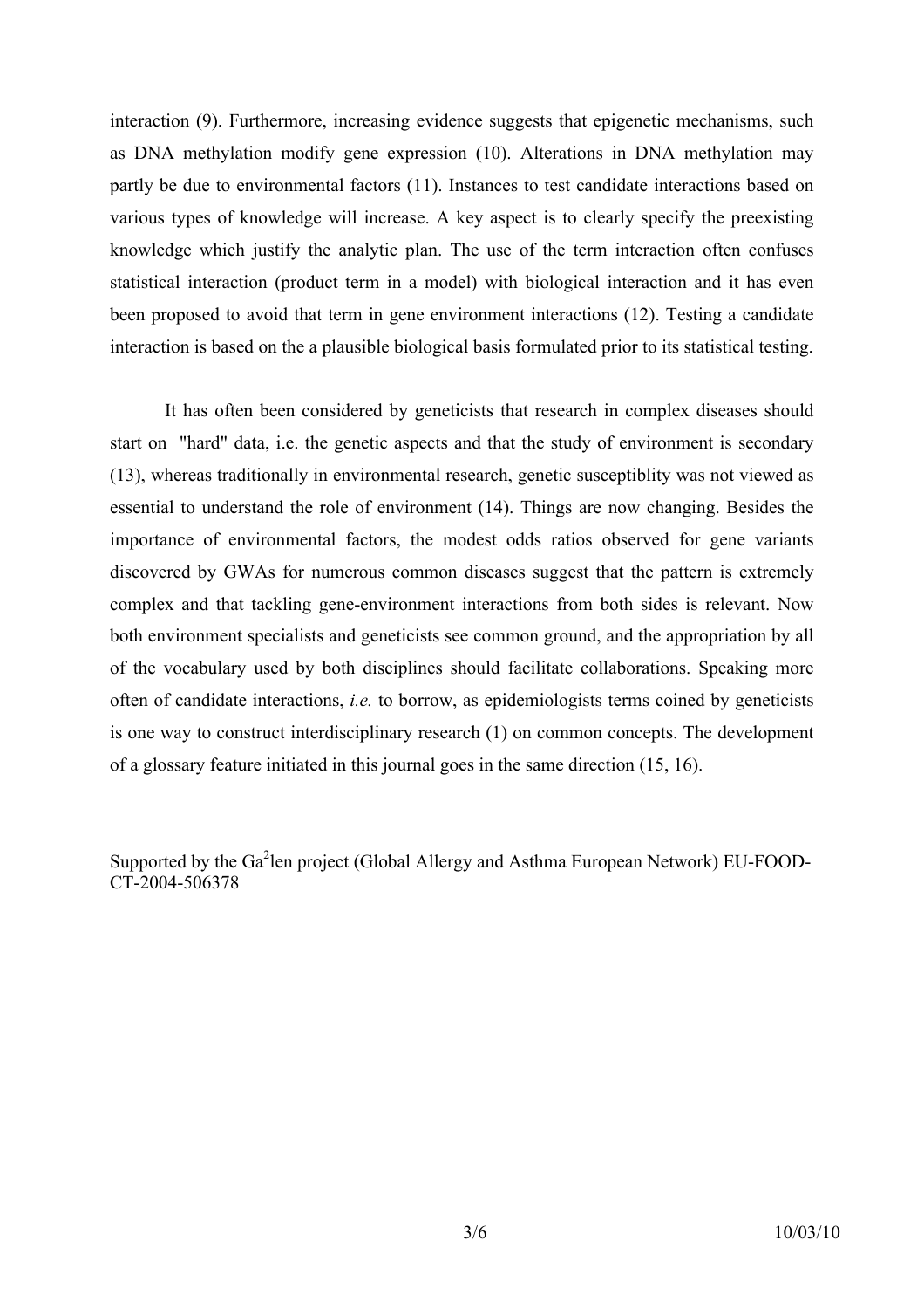interaction (9). Furthermore, increasing evidence suggests that epigenetic mechanisms, such as DNA methylation modify gene expression (10). Alterations in DNA methylation may partly be due to environmental factors (11). Instances to test candidate interactions based on various types of knowledge will increase. A key aspect is to clearly specify the preexisting knowledge which justify the analytic plan. The use of the term interaction often confuses statistical interaction (product term in a model) with biological interaction and it has even been proposed to avoid that term in gene environment interactions (12). Testing a candidate interaction is based on the a plausible biological basis formulated prior to its statistical testing.

It has often been considered by geneticists that research in complex diseases should start on "hard" data, i.e. the genetic aspects and that the study of environment is secondary (13), whereas traditionally in environmental research, genetic susceptiblity was not viewed as essential to understand the role of environment (14). Things are now changing. Besides the importance of environmental factors, the modest odds ratios observed for gene variants discovered by GWAs for numerous common diseases suggest that the pattern is extremely complex and that tackling gene-environment interactions from both sides is relevant. Now both environment specialists and geneticists see common ground, and the appropriation by all of the vocabulary used by both disciplines should facilitate collaborations. Speaking more often of candidate interactions, *i.e.* to borrow, as epidemiologists terms coined by geneticists is one way to construct interdisciplinary research (1) on common concepts. The development of a glossary feature initiated in this journal goes in the same direction (15, 16).

Supported by the Ga$^{2}$len project (Global Allergy and Asthma European Network) EU-FOOD-CT-2004-506378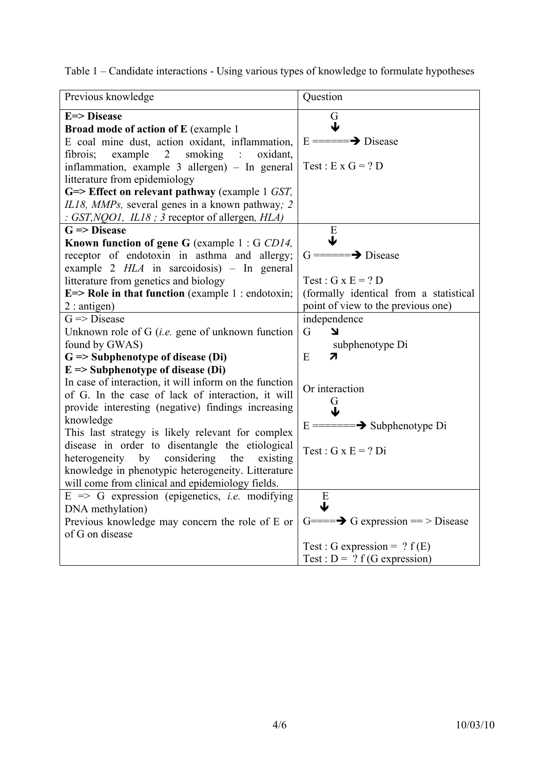Table 1 – Candidate interactions - Using various types of knowledge to formulate hypotheses

| Previous knowledge | Question |
|---|---|
| **E=> Disease**<br>**Broad mode of action of E** (example 1<br>E coal mine dust, action oxidant, inflammation, fibrois; example 2 smoking : oxidant, inflammation, example 3 allergen) – In general litterature from epidemiology<br>**G=> Effect on relevant pathway** (example 1 *GST, IL18, MMPs,* several genes in a known pathway*; 2 : GST,NQO1, IL18 ; 3* receptor of allergen*, HLA)* | G<br>↓<br>E ======➔ Disease<br><br>Test : E x G = ? D |
| **G => Disease**<br>**Known function of gene G** (example 1 : G *CD14,* receptor of endotoxin in asthma and allergy; example 2 *HLA* in sarcoidosis) – In general litterature from genetics and biology<br>**E=> Role in that function** (example 1 : endotoxin; 2 : antigen) | E<br>↓<br>G ======➔ Disease<br><br>Test : G x E = ? D<br>(formally identical from a statistical point of view to the previous one) |
| G => Disease<br>Unknown role of G (*i.e.* gene of unknown function found by GWAS)<br>**G => Subphenotype of disease (Di)**<br>**E => Subphenotype of disease (Di)**<br>In case of interaction, it will inform on the function of G. In the case of lack of interaction, it will provide interesting (negative) findings increasing knowledge<br>This last strategy is likely relevant for complex disease in order to disentangle the etiological heterogeneity by considering the existing knowledge in phenotypic heterogeneity. Litterature will come from clinical and epidemiology fields. | independence<br>G ↘<br>subphenotype Di<br>E ↗<br><br>Or interaction<br>G<br>↓<br>E =======➔ Subphenotype Di<br><br>Test : G x E = ? Di |
| E => G expression (epigenetics, *i.e.* modifying DNA methylation)<br>Previous knowledge may concern the role of E or of G on disease | E<br>↓<br>G====➔ G expression == > Disease<br><br>Test : G expression = ? f (E)<br>Test : D = ? f (G expression) |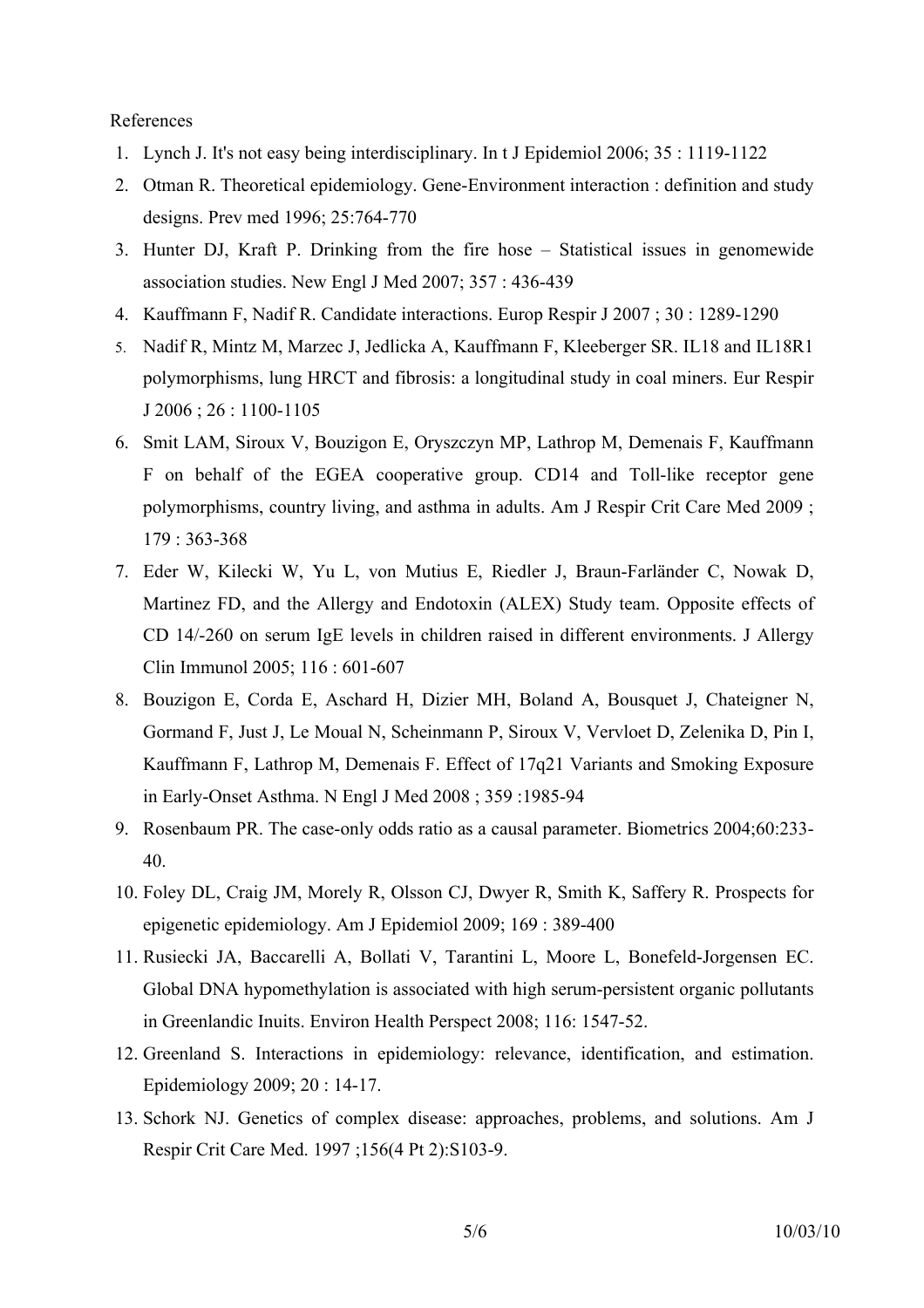References

1. Lynch J. It's not easy being interdisciplinary. In t J Epidemiol 2006; 35 : 1119-1122
2. Otman R. Theoretical epidemiology. Gene-Environment interaction : definition and study designs. Prev med 1996; 25:764-770
3. Hunter DJ, Kraft P. Drinking from the fire hose – Statistical issues in genomewide association studies. New Engl J Med 2007; 357 : 436-439
4. Kauffmann F, Nadif R. Candidate interactions. Europ Respir J 2007 ; 30 : 1289-1290
5. Nadif R, Mintz M, Marzec J, Jedlicka A, Kauffmann F, Kleeberger SR. IL18 and IL18R1 polymorphisms, lung HRCT and fibrosis: a longitudinal study in coal miners. Eur Respir J 2006 ; 26 : 1100-1105
6. Smit LAM, Siroux V, Bouzigon E, Oryszczyn MP, Lathrop M, Demenais F, Kauffmann F on behalf of the EGEA cooperative group. CD14 and Toll-like receptor gene polymorphisms, country living, and asthma in adults. Am J Respir Crit Care Med 2009 ; 179 : 363-368
7. Eder W, Kilecki W, Yu L, von Mutius E, Riedler J, Braun-Farländer C, Nowak D, Martinez FD, and the Allergy and Endotoxin (ALEX) Study team. Opposite effects of CD 14/-260 on serum IgE levels in children raised in different environments. J Allergy Clin Immunol 2005; 116 : 601-607
8. Bouzigon E, Corda E, Aschard H, Dizier MH, Boland A, Bousquet J, Chateigner N, Gormand F, Just J, Le Moual N, Scheinmann P, Siroux V, Vervloet D, Zelenika D, Pin I, Kauffmann F, Lathrop M, Demenais F. Effect of 17q21 Variants and Smoking Exposure in Early-Onset Asthma. N Engl J Med 2008 ; 359 :1985-94
9. Rosenbaum PR. The case-only odds ratio as a causal parameter. Biometrics 2004;60:233-40.
10. Foley DL, Craig JM, Morely R, Olsson CJ, Dwyer R, Smith K, Saffery R. Prospects for epigenetic epidemiology. Am J Epidemiol 2009; 169 : 389-400
11. Rusiecki JA, Baccarelli A, Bollati V, Tarantini L, Moore L, Bonefeld-Jorgensen EC. Global DNA hypomethylation is associated with high serum-persistent organic pollutants in Greenlandic Inuits. Environ Health Perspect 2008; 116: 1547-52.
12. Greenland S. Interactions in epidemiology: relevance, identification, and estimation. Epidemiology 2009; 20 : 14-17.
13. Schork NJ. Genetics of complex disease: approaches, problems, and solutions. Am J Respir Crit Care Med. 1997 ;156(4 Pt 2):S103-9.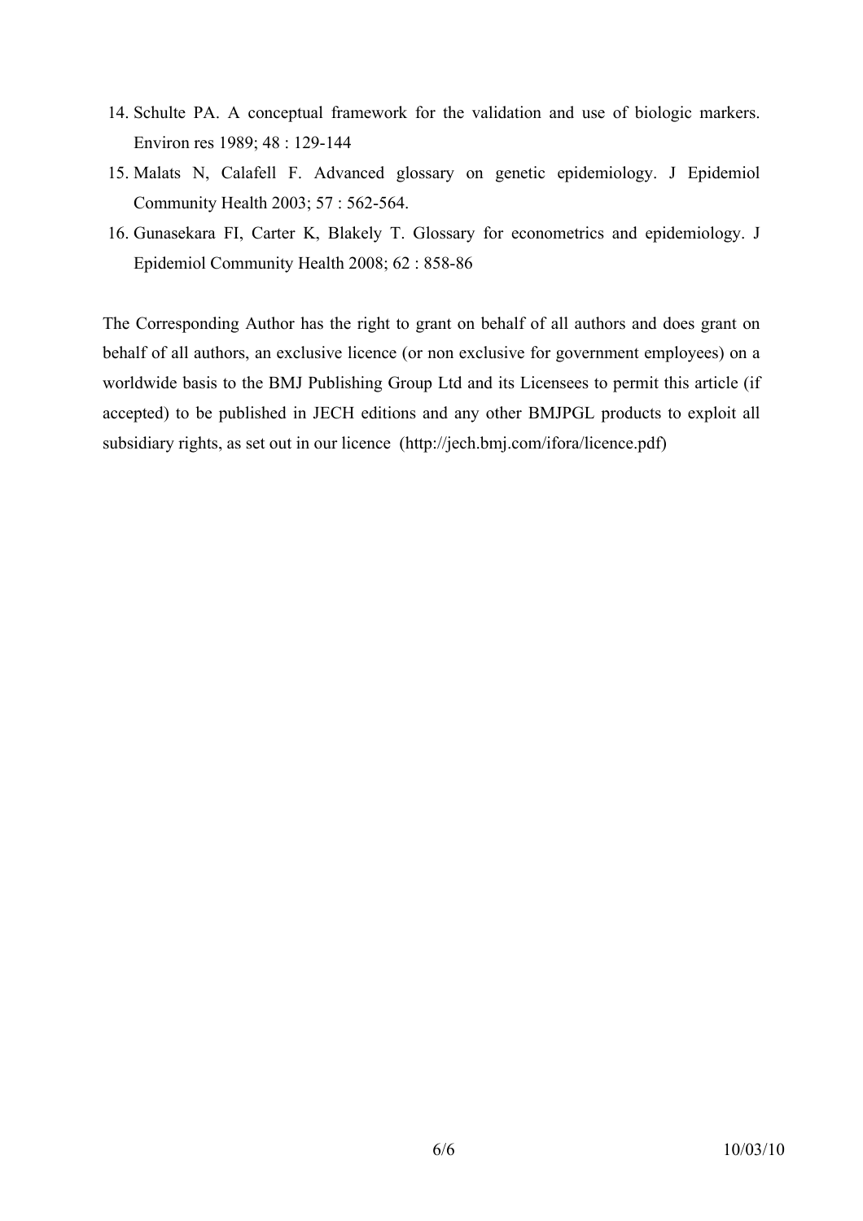14. Schulte PA. A conceptual framework for the validation and use of biologic markers. Environ res 1989; 48 : 129-144
15. Malats N, Calafell F. Advanced glossary on genetic epidemiology. J Epidemiol Community Health 2003; 57 : 562-564.
16. Gunasekara FI, Carter K, Blakely T. Glossary for econometrics and epidemiology. J Epidemiol Community Health 2008; 62 : 858-86

The Corresponding Author has the right to grant on behalf of all authors and does grant on behalf of all authors, an exclusive licence (or non exclusive for government employees) on a worldwide basis to the BMJ Publishing Group Ltd and its Licensees to permit this article (if accepted) to be published in JECH editions and any other BMJPGL products to exploit all subsidiary rights, as set out in our licence (http://jech.bmj.com/ifora/licence.pdf)